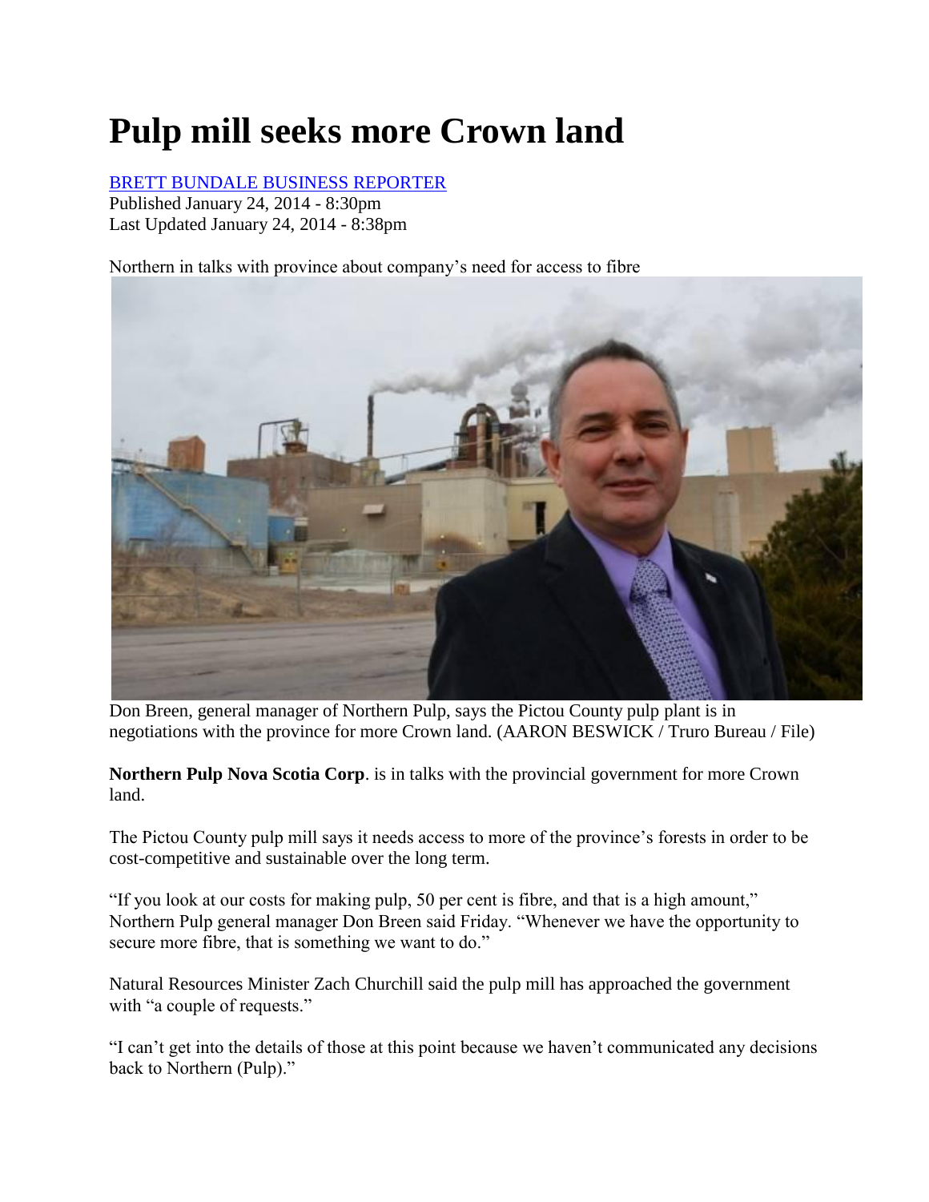# Pulp mill seeks more Crown land

BRETT BUNDALE BUSINESS REPORTER
Published January 24, 2014 - 8:30pm
Last Updated January 24, 2014 - 8:38pm

Northern in talks with province about company's need for access to fibre

Don Breen, general manager of Northern Pulp, says the Pictou County pulp plant is in negotiations with the province for more Crown land. (AARON BESWICK / Truro Bureau / File)

**Northern Pulp Nova Scotia Corp**. is in talks with the provincial government for more Crown land.

The Pictou County pulp mill says it needs access to more of the province's forests in order to be cost-competitive and sustainable over the long term.

"If you look at our costs for making pulp, 50 per cent is fibre, and that is a high amount," Northern Pulp general manager Don Breen said Friday. "Whenever we have the opportunity to secure more fibre, that is something we want to do."

Natural Resources Minister Zach Churchill said the pulp mill has approached the government with "a couple of requests."

"I can't get into the details of those at this point because we haven't communicated any decisions back to Northern (Pulp)."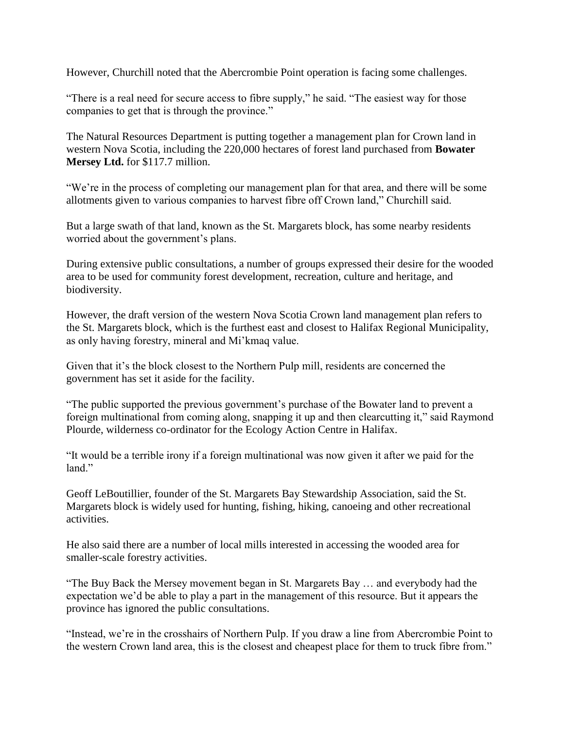However, Churchill noted that the Abercrombie Point operation is facing some challenges.

"There is a real need for secure access to fibre supply," he said. "The easiest way for those companies to get that is through the province."

The Natural Resources Department is putting together a management plan for Crown land in western Nova Scotia, including the 220,000 hectares of forest land purchased from **Bowater Mersey Ltd.** for $117.7 million.

"We're in the process of completing our management plan for that area, and there will be some allotments given to various companies to harvest fibre off Crown land," Churchill said.

But a large swath of that land, known as the St. Margarets block, has some nearby residents worried about the government's plans.

During extensive public consultations, a number of groups expressed their desire for the wooded area to be used for community forest development, recreation, culture and heritage, and biodiversity.

However, the draft version of the western Nova Scotia Crown land management plan refers to the St. Margarets block, which is the furthest east and closest to Halifax Regional Municipality, as only having forestry, mineral and Mi'kmaq value.

Given that it's the block closest to the Northern Pulp mill, residents are concerned the government has set it aside for the facility.

"The public supported the previous government's purchase of the Bowater land to prevent a foreign multinational from coming along, snapping it up and then clearcutting it," said Raymond Plourde, wilderness co-ordinator for the Ecology Action Centre in Halifax.

"It would be a terrible irony if a foreign multinational was now given it after we paid for the land."

Geoff LeBoutillier, founder of the St. Margarets Bay Stewardship Association, said the St. Margarets block is widely used for hunting, fishing, hiking, canoeing and other recreational activities.

He also said there are a number of local mills interested in accessing the wooded area for smaller-scale forestry activities.

"The Buy Back the Mersey movement began in St. Margarets Bay … and everybody had the expectation we'd be able to play a part in the management of this resource. But it appears the province has ignored the public consultations.

"Instead, we're in the crosshairs of Northern Pulp. If you draw a line from Abercrombie Point to the western Crown land area, this is the closest and cheapest place for them to truck fibre from."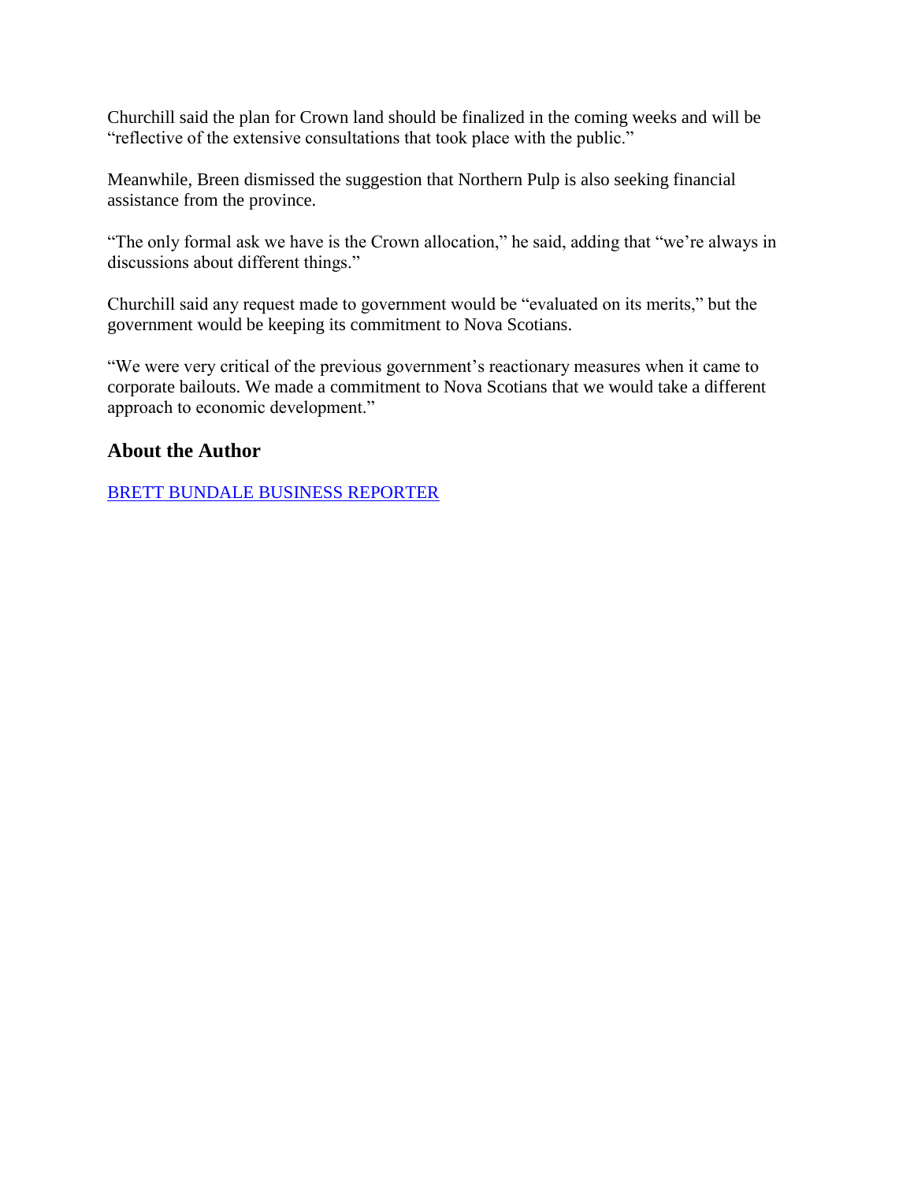Churchill said the plan for Crown land should be finalized in the coming weeks and will be "reflective of the extensive consultations that took place with the public."

Meanwhile, Breen dismissed the suggestion that Northern Pulp is also seeking financial assistance from the province.

"The only formal ask we have is the Crown allocation," he said, adding that "we're always in discussions about different things."

Churchill said any request made to government would be "evaluated on its merits," but the government would be keeping its commitment to Nova Scotians.

"We were very critical of the previous government's reactionary measures when it came to corporate bailouts. We made a commitment to Nova Scotians that we would take a different approach to economic development."

## About the Author

BRETT BUNDALE BUSINESS REPORTER